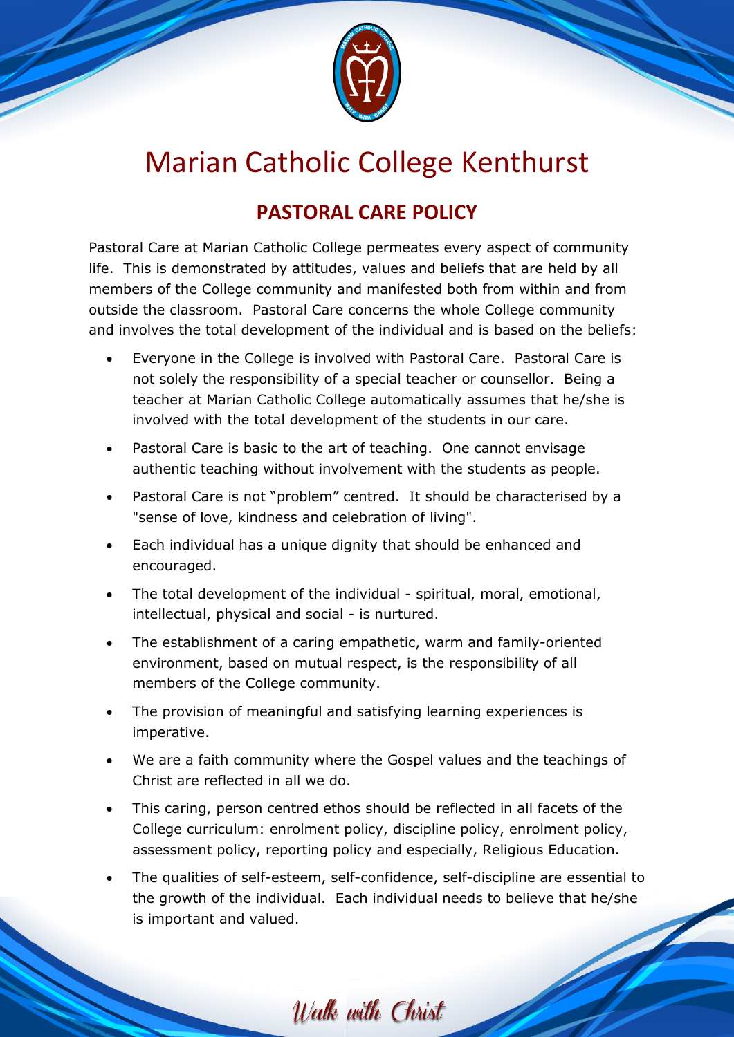# Marian Catholic College Kenthurst

## PASTORAL CARE POLICY

Pastoral Care at Marian Catholic College permeates every aspect of community life. This is demonstrated by attitudes, values and beliefs that are held by all members of the College community and manifested both from within and from outside the classroom. Pastoral Care concerns the whole College community and involves the total development of the individual and is based on the beliefs:

- Everyone in the College is involved with Pastoral Care. Pastoral Care is not solely the responsibility of a special teacher or counsellor. Being a teacher at Marian Catholic College automatically assumes that he/she is involved with the total development of the students in our care.
- Pastoral Care is basic to the art of teaching. One cannot envisage authentic teaching without involvement with the students as people.
- Pastoral Care is not "problem" centred. It should be characterised by a "sense of love, kindness and celebration of living".
- Each individual has a unique dignity that should be enhanced and encouraged.
- The total development of the individual - spiritual, moral, emotional, intellectual, physical and social - is nurtured.
- The establishment of a caring empathetic, warm and family-oriented environment, based on mutual respect, is the responsibility of all members of the College community.
- The provision of meaningful and satisfying learning experiences is imperative.
- We are a faith community where the Gospel values and the teachings of Christ are reflected in all we do.
- This caring, person centred ethos should be reflected in all facets of the College curriculum: enrolment policy, discipline policy, enrolment policy, assessment policy, reporting policy and especially, Religious Education.
- The qualities of self-esteem, self-confidence, self-discipline are essential to the growth of the individual. Each individual needs to believe that he/she is important and valued.

*Walk with Christ*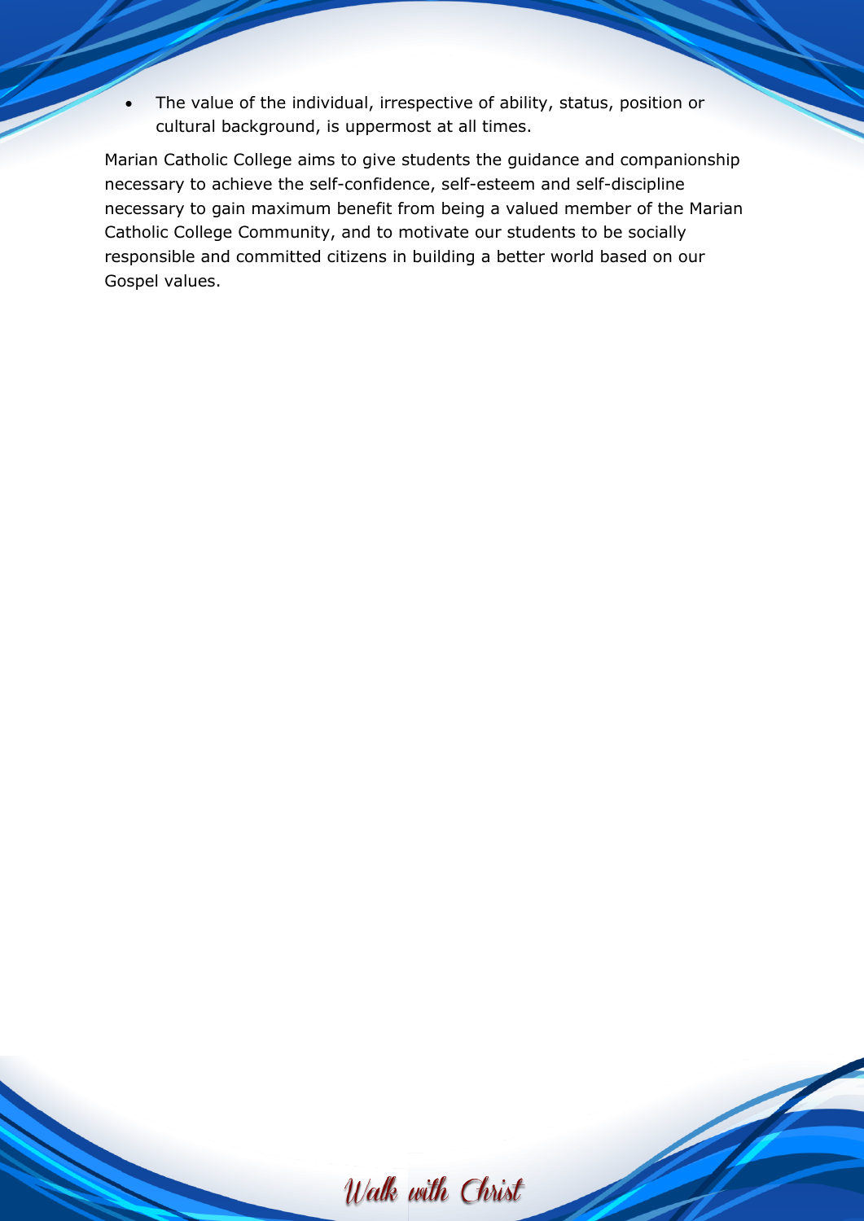- The value of the individual, irrespective of ability, status, position or cultural background, is uppermost at all times.

Marian Catholic College aims to give students the guidance and companionship necessary to achieve the self-confidence, self-esteem and self-discipline necessary to gain maximum benefit from being a valued member of the Marian Catholic College Community, and to motivate our students to be socially responsible and committed citizens in building a better world based on our Gospel values.